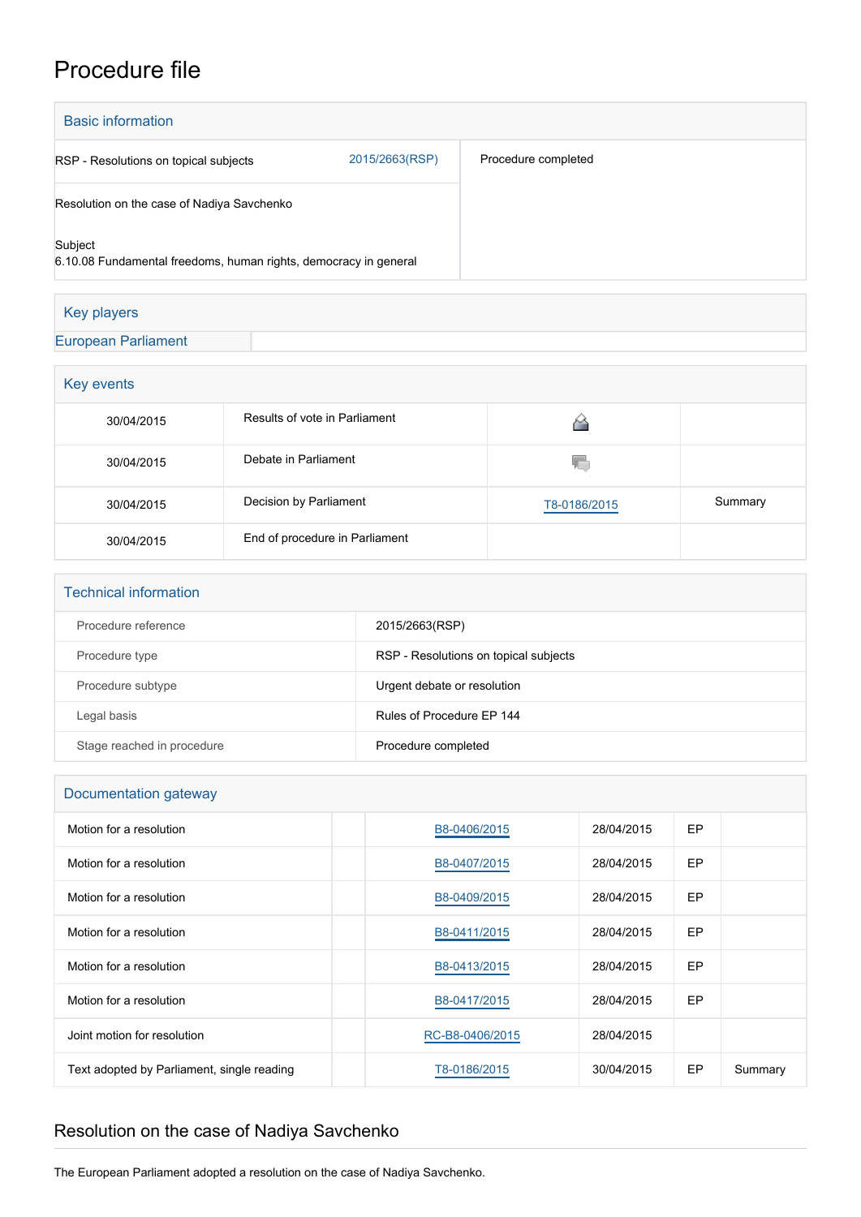# Procedure file

## Basic information

| | | |
|---|---|---|
| RSP - Resolutions on topical subjects | 2015/2663(RSP) | Procedure completed |
| Resolution on the case of Nadiya Savchenko | | |
| Subject<br>6.10.08 Fundamental freedoms, human rights, democracy in general | | |

## Key players

| | |
|---|---|
| European Parliament | |

## Key events

| | | | |
|---|---|---|---|
| 30/04/2015 | Results of vote in Parliament | | |
| 30/04/2015 | Debate in Parliament | | |
| 30/04/2015 | Decision by Parliament | T8-0186/2015 | Summary |
| 30/04/2015 | End of procedure in Parliament | | |

## Technical information

| | |
|---|---|
| Procedure reference | 2015/2663(RSP) |
| Procedure type | RSP - Resolutions on topical subjects |
| Procedure subtype | Urgent debate or resolution |
| Legal basis | Rules of Procedure EP 144 |
| Stage reached in procedure | Procedure completed |

## Documentation gateway

| | | | | | |
|---|---|---|---|---|---|
| Motion for a resolution | | B8-0406/2015 | 28/04/2015 | EP | |
| Motion for a resolution | | B8-0407/2015 | 28/04/2015 | EP | |
| Motion for a resolution | | B8-0409/2015 | 28/04/2015 | EP | |
| Motion for a resolution | | B8-0411/2015 | 28/04/2015 | EP | |
| Motion for a resolution | | B8-0413/2015 | 28/04/2015 | EP | |
| Motion for a resolution | | B8-0417/2015 | 28/04/2015 | EP | |
| Joint motion for resolution | | RC-B8-0406/2015 | 28/04/2015 | | |
| Text adopted by Parliament, single reading | | T8-0186/2015 | 30/04/2015 | EP | Summary |

## Resolution on the case of Nadiya Savchenko

The European Parliament adopted a resolution on the case of Nadiya Savchenko.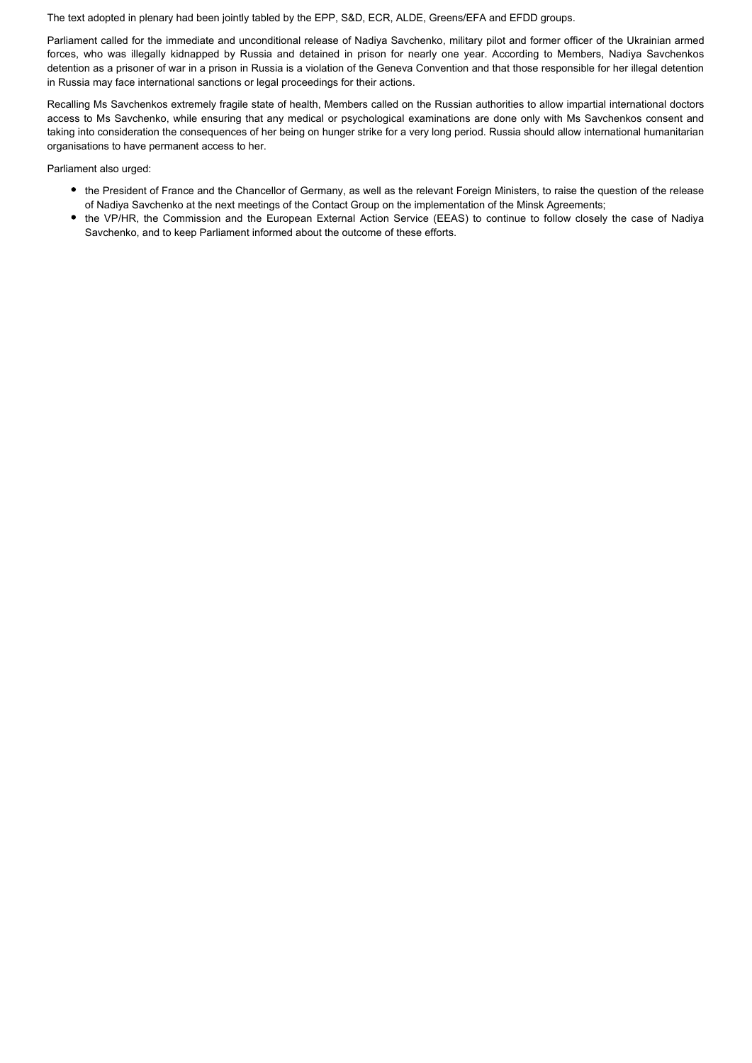The text adopted in plenary had been jointly tabled by the EPP, S&D, ECR, ALDE, Greens/EFA and EFDD groups.

Parliament called for the immediate and unconditional release of Nadiya Savchenko, military pilot and former officer of the Ukrainian armed forces, who was illegally kidnapped by Russia and detained in prison for nearly one year. According to Members, Nadiya Savchenkos detention as a prisoner of war in a prison in Russia is a violation of the Geneva Convention and that those responsible for her illegal detention in Russia may face international sanctions or legal proceedings for their actions.

Recalling Ms Savchenkos extremely fragile state of health, Members called on the Russian authorities to allow impartial international doctors access to Ms Savchenko, while ensuring that any medical or psychological examinations are done only with Ms Savchenkos consent and taking into consideration the consequences of her being on hunger strike for a very long period. Russia should allow international humanitarian organisations to have permanent access to her.

Parliament also urged:

- the President of France and the Chancellor of Germany, as well as the relevant Foreign Ministers, to raise the question of the release of Nadiya Savchenko at the next meetings of the Contact Group on the implementation of the Minsk Agreements;
- the VP/HR, the Commission and the European External Action Service (EEAS) to continue to follow closely the case of Nadiya Savchenko, and to keep Parliament informed about the outcome of these efforts.